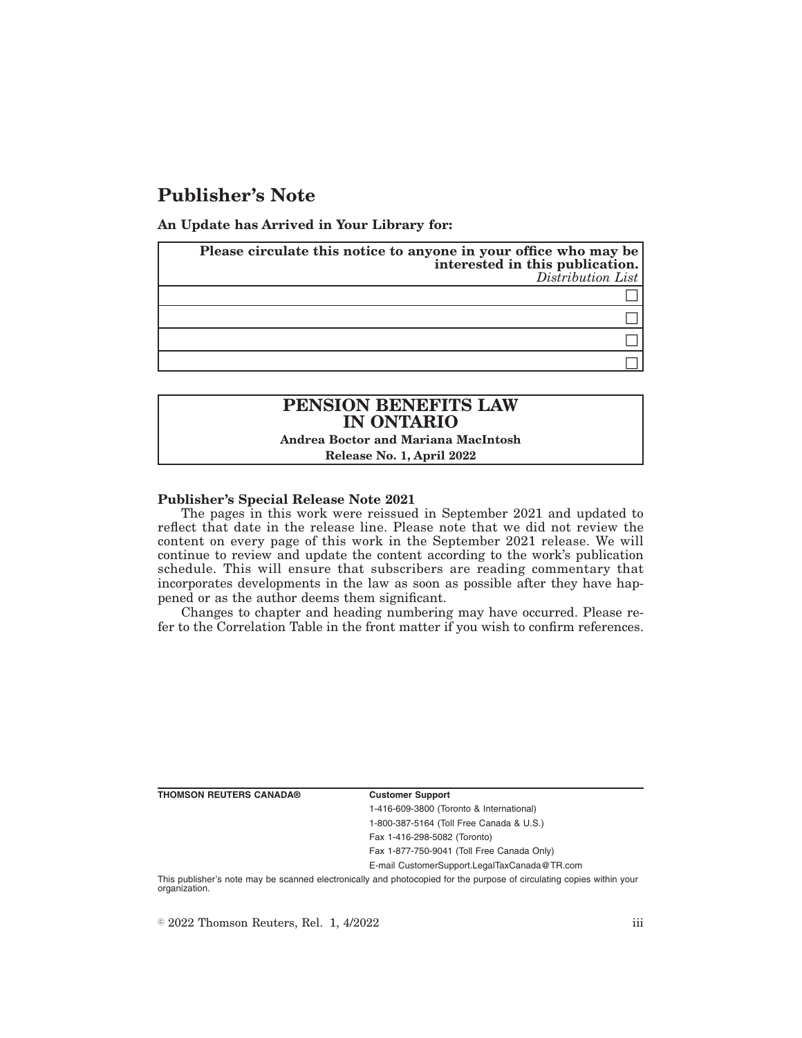# Publisher's Note

**An Update has Arrived in Your Library for:**

| **Please circulate this notice to anyone in your office who may be interested in this publication.** *Distribution List* |
|---|
| ☐ |
| ☐ |
| ☐ |
| ☐ |

| **PENSION BENEFITS LAW IN ONTARIO** |
|---|
| **Andrea Boctor and Mariana MacIntosh** |
| **Release No. 1, April 2022** |

**Publisher's Special Release Note 2021**

The pages in this work were reissued in September 2021 and updated to reflect that date in the release line. Please note that we did not review the content on every page of this work in the September 2021 release. We will continue to review and update the content according to the work's publication schedule. This will ensure that subscribers are reading commentary that incorporates developments in the law as soon as possible after they have happened or as the author deems them significant.

Changes to chapter and heading numbering may have occurred. Please refer to the Correlation Table in the front matter if you wish to confirm references.

**THOMSON REUTERS CANADA®**

**Customer Support**

1-416-609-3800 (Toronto & International)

1-800-387-5164 (Toll Free Canada & U.S.)

Fax 1-416-298-5082 (Toronto)

Fax 1-877-750-9041 (Toll Free Canada Only)

E-mail CustomerSupport.LegalTaxCanada@TR.com

This publisher's note may be scanned electronically and photocopied for the purpose of circulating copies within your organization.

© 2022 Thomson Reuters, Rel. 1, 4/2022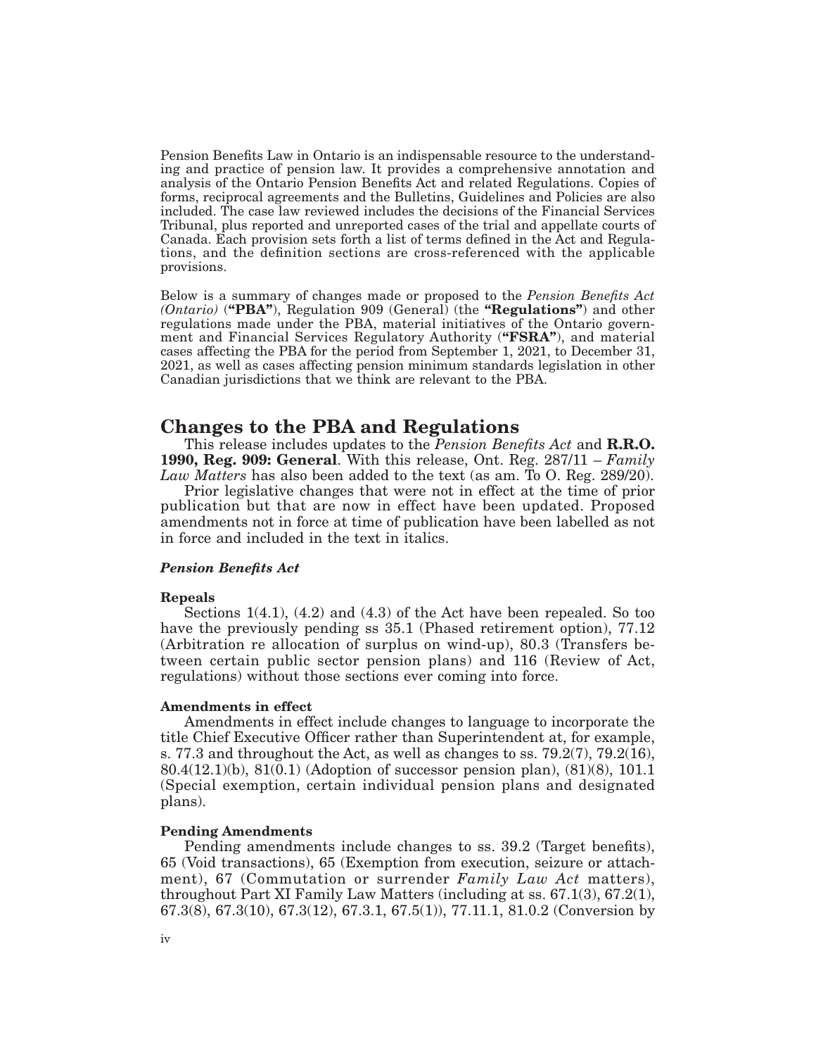Pension Benefits Law in Ontario is an indispensable resource to the understanding and practice of pension law. It provides a comprehensive annotation and analysis of the Ontario Pension Benefits Act and related Regulations. Copies of forms, reciprocal agreements and the Bulletins, Guidelines and Policies are also included. The case law reviewed includes the decisions of the Financial Services Tribunal, plus reported and unreported cases of the trial and appellate courts of Canada. Each provision sets forth a list of terms defined in the Act and Regulations, and the definition sections are cross-referenced with the applicable provisions.

Below is a summary of changes made or proposed to the *Pension Benefits Act (Ontario)* (**"PBA"**), Regulation 909 (General) (the **"Regulations"**) and other regulations made under the PBA, material initiatives of the Ontario government and Financial Services Regulatory Authority (**"FSRA"**), and material cases affecting the PBA for the period from September 1, 2021, to December 31, 2021, as well as cases affecting pension minimum standards legislation in other Canadian jurisdictions that we think are relevant to the PBA.

## Changes to the PBA and Regulations

This release includes updates to the *Pension Benefits Act* and **R.R.O. 1990, Reg. 909: General**. With this release, Ont. Reg. 287/11 – *Family Law Matters* has also been added to the text (as am. To O. Reg. 289/20).

Prior legislative changes that were not in effect at the time of prior publication but that are now in effect have been updated. Proposed amendments not in force at time of publication have been labelled as not in force and included in the text in italics.

#### *Pension Benefits Act*

**Repeals**

Sections 1(4.1), (4.2) and (4.3) of the Act have been repealed. So too have the previously pending ss 35.1 (Phased retirement option), 77.12 (Arbitration re allocation of surplus on wind-up), 80.3 (Transfers between certain public sector pension plans) and 116 (Review of Act, regulations) without those sections ever coming into force.

**Amendments in effect**

Amendments in effect include changes to language to incorporate the title Chief Executive Officer rather than Superintendent at, for example, s. 77.3 and throughout the Act, as well as changes to ss. 79.2(7), 79.2(16), 80.4(12.1)(b), 81(0.1) (Adoption of successor pension plan), (81)(8), 101.1 (Special exemption, certain individual pension plans and designated plans).

**Pending Amendments**

Pending amendments include changes to ss. 39.2 (Target benefits), 65 (Void transactions), 65 (Exemption from execution, seizure or attachment), 67 (Commutation or surrender *Family Law Act* matters), throughout Part XI Family Law Matters (including at ss. 67.1(3), 67.2(1), 67.3(8), 67.3(10), 67.3(12), 67.3.1, 67.5(1)), 77.11.1, 81.0.2 (Conversion by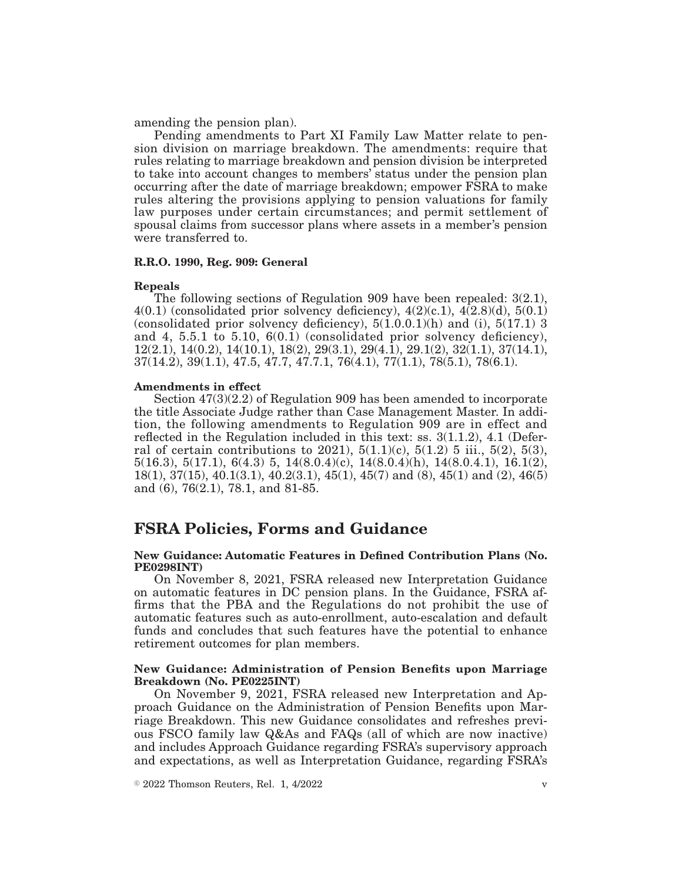amending the pension plan).

Pending amendments to Part XI Family Law Matter relate to pension division on marriage breakdown. The amendments: require that rules relating to marriage breakdown and pension division be interpreted to take into account changes to members' status under the pension plan occurring after the date of marriage breakdown; empower FSRA to make rules altering the provisions applying to pension valuations for family law purposes under certain circumstances; and permit settlement of spousal claims from successor plans where assets in a member's pension were transferred to.

**R.R.O. 1990, Reg. 909: General**

**Repeals**

The following sections of Regulation 909 have been repealed: 3(2.1), 4(0.1) (consolidated prior solvency deficiency), 4(2)(c.1), 4(2.8)(d), 5(0.1) (consolidated prior solvency deficiency), 5(1.0.0.1)(h) and (i), 5(17.1) 3 and 4, 5.5.1 to 5.10, 6(0.1) (consolidated prior solvency deficiency), 12(2.1), 14(0.2), 14(10.1), 18(2), 29(3.1), 29(4.1), 29.1(2), 32(1.1), 37(14.1), 37(14.2), 39(1.1), 47.5, 47.7, 47.7.1, 76(4.1), 77(1.1), 78(5.1), 78(6.1).

**Amendments in effect**

Section 47(3)(2.2) of Regulation 909 has been amended to incorporate the title Associate Judge rather than Case Management Master. In addition, the following amendments to Regulation 909 are in effect and reflected in the Regulation included in this text: ss. 3(1.1.2), 4.1 (Deferral of certain contributions to 2021), 5(1.1)(c), 5(1.2) 5 iii., 5(2), 5(3), 5(16.3), 5(17.1), 6(4.3) 5, 14(8.0.4)(c), 14(8.0.4)(h), 14(8.0.4.1), 16.1(2), 18(1), 37(15), 40.1(3.1), 40.2(3.1), 45(1), 45(7) and (8), 45(1) and (2), 46(5) and (6), 76(2.1), 78.1, and 81-85.

## FSRA Policies, Forms and Guidance

**New Guidance: Automatic Features in Defined Contribution Plans (No. PE0298INT)**

On November 8, 2021, FSRA released new Interpretation Guidance on automatic features in DC pension plans. In the Guidance, FSRA affirms that the PBA and the Regulations do not prohibit the use of automatic features such as auto-enrollment, auto-escalation and default funds and concludes that such features have the potential to enhance retirement outcomes for plan members.

**New Guidance: Administration of Pension Benefits upon Marriage Breakdown (No. PE0225INT)**

On November 9, 2021, FSRA released new Interpretation and Approach Guidance on the Administration of Pension Benefits upon Marriage Breakdown. This new Guidance consolidates and refreshes previous FSCO family law Q&As and FAQs (all of which are now inactive) and includes Approach Guidance regarding FSRA's supervisory approach and expectations, as well as Interpretation Guidance, regarding FSRA's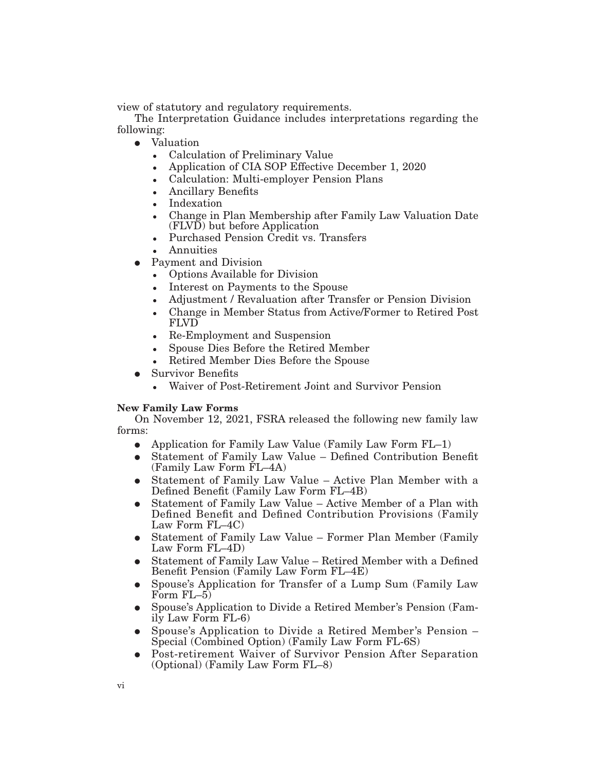view of statutory and regulatory requirements.

The Interpretation Guidance includes interpretations regarding the following:

- Valuation
  - Calculation of Preliminary Value
  - Application of CIA SOP Effective December 1, 2020
  - Calculation: Multi-employer Pension Plans
  - Ancillary Benefits
  - Indexation
  - Change in Plan Membership after Family Law Valuation Date (FLVD) but before Application
  - Purchased Pension Credit vs. Transfers
  - Annuities
- Payment and Division
  - Options Available for Division
  - Interest on Payments to the Spouse
  - Adjustment / Revaluation after Transfer or Pension Division
  - Change in Member Status from Active/Former to Retired Post FLVD
  - Re-Employment and Suspension
  - Spouse Dies Before the Retired Member
  - Retired Member Dies Before the Spouse
- Survivor Benefits
  - Waiver of Post-Retirement Joint and Survivor Pension

**New Family Law Forms**

On November 12, 2021, FSRA released the following new family law forms:

- Application for Family Law Value (Family Law Form FL–1)
- Statement of Family Law Value – Defined Contribution Benefit (Family Law Form FL–4A)
- Statement of Family Law Value – Active Plan Member with a Defined Benefit (Family Law Form FL–4B)
- Statement of Family Law Value – Active Member of a Plan with Defined Benefit and Defined Contribution Provisions (Family Law Form FL–4C)
- Statement of Family Law Value – Former Plan Member (Family Law Form FL–4D)
- Statement of Family Law Value – Retired Member with a Defined Benefit Pension (Family Law Form FL–4E)
- Spouse's Application for Transfer of a Lump Sum (Family Law Form FL–5)
- Spouse's Application to Divide a Retired Member's Pension (Family Law Form FL-6)
- Spouse's Application to Divide a Retired Member's Pension – Special (Combined Option) (Family Law Form FL-6S)
- Post-retirement Waiver of Survivor Pension After Separation (Optional) (Family Law Form FL–8)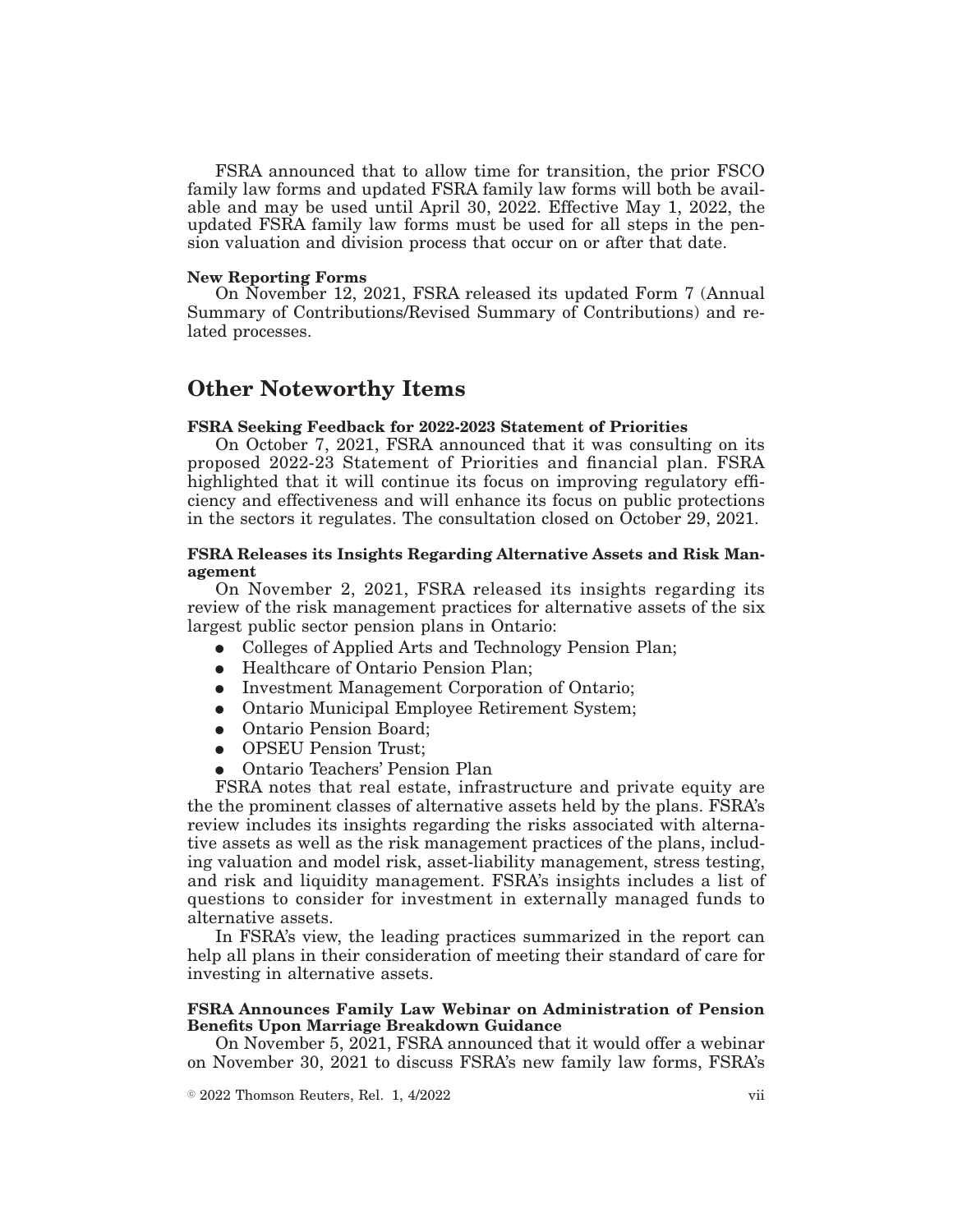FSRA announced that to allow time for transition, the prior FSCO family law forms and updated FSRA family law forms will both be available and may be used until April 30, 2022. Effective May 1, 2022, the updated FSRA family law forms must be used for all steps in the pension valuation and division process that occur on or after that date.

**New Reporting Forms**

On November 12, 2021, FSRA released its updated Form 7 (Annual Summary of Contributions/Revised Summary of Contributions) and related processes.

## Other Noteworthy Items

**FSRA Seeking Feedback for 2022-2023 Statement of Priorities**

On October 7, 2021, FSRA announced that it was consulting on its proposed 2022-23 Statement of Priorities and financial plan. FSRA highlighted that it will continue its focus on improving regulatory efficiency and effectiveness and will enhance its focus on public protections in the sectors it regulates. The consultation closed on October 29, 2021.

**FSRA Releases its Insights Regarding Alternative Assets and Risk Management**

On November 2, 2021, FSRA released its insights regarding its review of the risk management practices for alternative assets of the six largest public sector pension plans in Ontario:

- Colleges of Applied Arts and Technology Pension Plan;
- Healthcare of Ontario Pension Plan;
- Investment Management Corporation of Ontario;
- Ontario Municipal Employee Retirement System;
- Ontario Pension Board;
- OPSEU Pension Trust;
- Ontario Teachers' Pension Plan

FSRA notes that real estate, infrastructure and private equity are the the prominent classes of alternative assets held by the plans. FSRA's review includes its insights regarding the risks associated with alternative assets as well as the risk management practices of the plans, including valuation and model risk, asset-liability management, stress testing, and risk and liquidity management. FSRA's insights includes a list of questions to consider for investment in externally managed funds to alternative assets.

In FSRA's view, the leading practices summarized in the report can help all plans in their consideration of meeting their standard of care for investing in alternative assets.

**FSRA Announces Family Law Webinar on Administration of Pension Benefits Upon Marriage Breakdown Guidance**

On November 5, 2021, FSRA announced that it would offer a webinar on November 30, 2021 to discuss FSRA's new family law forms, FSRA's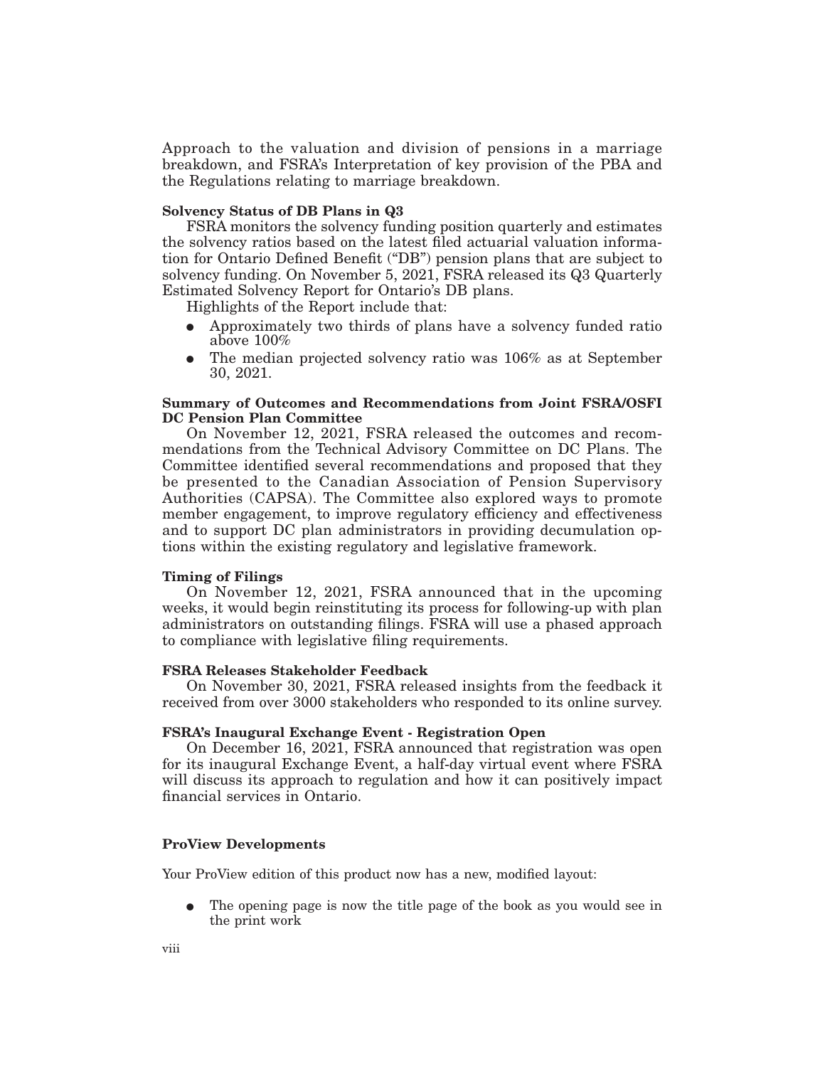Approach to the valuation and division of pensions in a marriage breakdown, and FSRA's Interpretation of key provision of the PBA and the Regulations relating to marriage breakdown.

**Solvency Status of DB Plans in Q3**

FSRA monitors the solvency funding position quarterly and estimates the solvency ratios based on the latest filed actuarial valuation information for Ontario Defined Benefit ("DB") pension plans that are subject to solvency funding. On November 5, 2021, FSRA released its Q3 Quarterly Estimated Solvency Report for Ontario's DB plans.

Highlights of the Report include that:

- Approximately two thirds of plans have a solvency funded ratio above 100%
- The median projected solvency ratio was 106% as at September 30, 2021.

**Summary of Outcomes and Recommendations from Joint FSRA/OSFI DC Pension Plan Committee**

On November 12, 2021, FSRA released the outcomes and recommendations from the Technical Advisory Committee on DC Plans. The Committee identified several recommendations and proposed that they be presented to the Canadian Association of Pension Supervisory Authorities (CAPSA). The Committee also explored ways to promote member engagement, to improve regulatory efficiency and effectiveness and to support DC plan administrators in providing decumulation options within the existing regulatory and legislative framework.

**Timing of Filings**

On November 12, 2021, FSRA announced that in the upcoming weeks, it would begin reinstituting its process for following-up with plan administrators on outstanding filings. FSRA will use a phased approach to compliance with legislative filing requirements.

**FSRA Releases Stakeholder Feedback**

On November 30, 2021, FSRA released insights from the feedback it received from over 3000 stakeholders who responded to its online survey.

**FSRA's Inaugural Exchange Event - Registration Open**

On December 16, 2021, FSRA announced that registration was open for its inaugural Exchange Event, a half-day virtual event where FSRA will discuss its approach to regulation and how it can positively impact financial services in Ontario.

**ProView Developments**

Your ProView edition of this product now has a new, modified layout:

- The opening page is now the title page of the book as you would see in the print work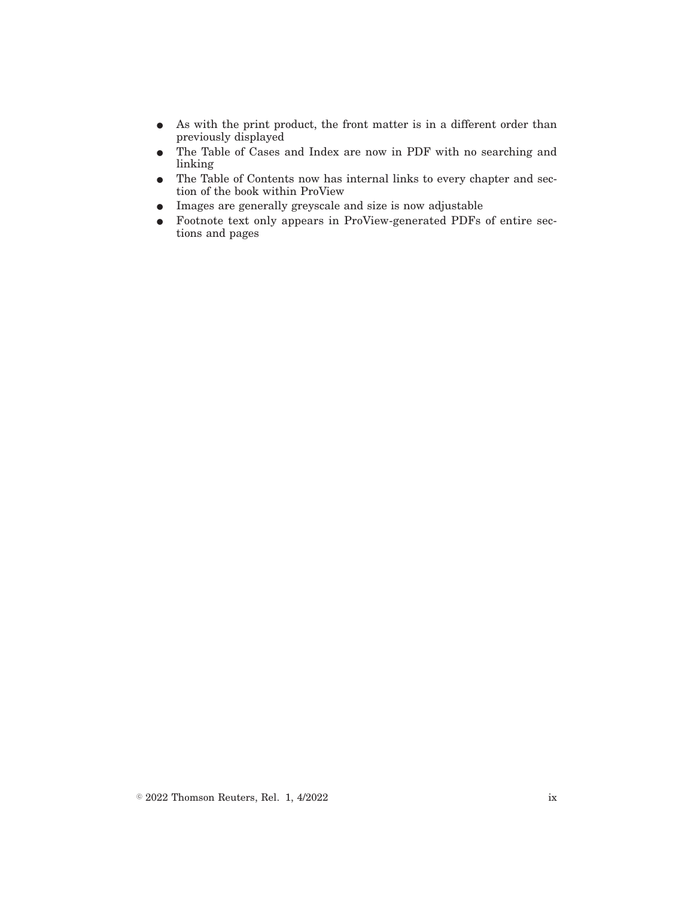- As with the print product, the front matter is in a different order than previously displayed
- The Table of Cases and Index are now in PDF with no searching and linking
- The Table of Contents now has internal links to every chapter and section of the book within ProView
- Images are generally greyscale and size is now adjustable
- Footnote text only appears in ProView-generated PDFs of entire sections and pages